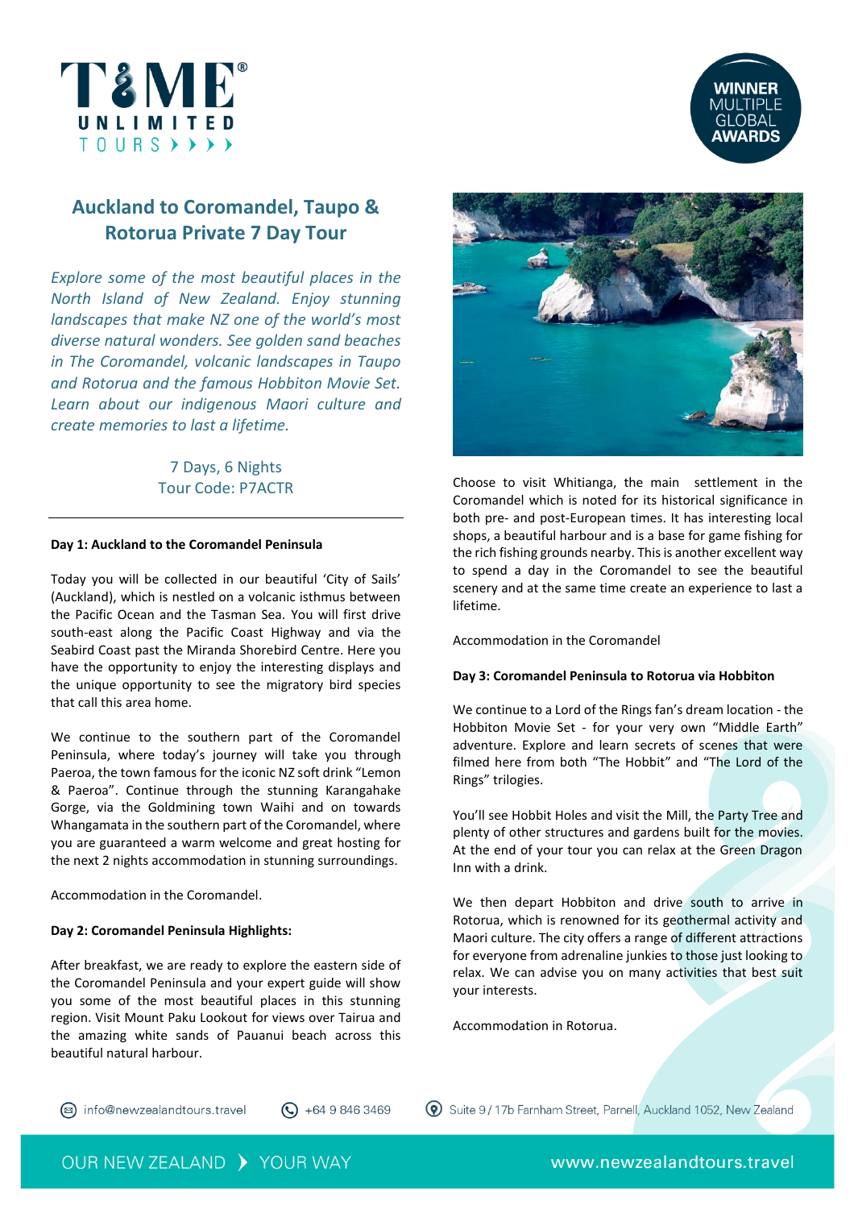# Auckland to Coromandel, Taupo & Rotorua Private 7 Day Tour

*Explore some of the most beautiful places in the North Island of New Zealand. Enjoy stunning landscapes that make NZ one of the world's most diverse natural wonders. See golden sand beaches in The Coromandel, volcanic landscapes in Taupo and Rotorua and the famous Hobbiton Movie Set. Learn about our indigenous Maori culture and create memories to last a lifetime.*

7 Days, 6 Nights
Tour Code: P7ACTR

---

**Day 1: Auckland to the Coromandel Peninsula**

Today you will be collected in our beautiful 'City of Sails' (Auckland), which is nestled on a volcanic isthmus between the Pacific Ocean and the Tasman Sea. You will first drive south-east along the Pacific Coast Highway and via the Seabird Coast past the Miranda Shorebird Centre. Here you have the opportunity to enjoy the interesting displays and the unique opportunity to see the migratory bird species that call this area home.

We continue to the southern part of the Coromandel Peninsula, where today's journey will take you through Paeroa, the town famous for the iconic NZ soft drink "Lemon & Paeroa". Continue through the stunning Karangahake Gorge, via the Goldmining town Waihi and on towards Whangamata in the southern part of the Coromandel, where you are guaranteed a warm welcome and great hosting for the next 2 nights accommodation in stunning surroundings.

Accommodation in the Coromandel.

**Day 2: Coromandel Peninsula Highlights:**

After breakfast, we are ready to explore the eastern side of the Coromandel Peninsula and your expert guide will show you some of the most beautiful places in this stunning region. Visit Mount Paku Lookout for views over Tairua and the amazing white sands of Pauanui beach across this beautiful natural harbour.

Choose to visit Whitianga, the main settlement in the Coromandel which is noted for its historical significance in both pre- and post-European times. It has interesting local shops, a beautiful harbour and is a base for game fishing for the rich fishing grounds nearby. This is another excellent way to spend a day in the Coromandel to see the beautiful scenery and at the same time create an experience to last a lifetime.

Accommodation in the Coromandel

**Day 3: Coromandel Peninsula to Rotorua via Hobbiton**

We continue to a Lord of the Rings fan's dream location - the Hobbiton Movie Set - for your very own "Middle Earth" adventure. Explore and learn secrets of scenes that were filmed here from both "The Hobbit" and "The Lord of the Rings" trilogies.

You'll see Hobbit Holes and visit the Mill, the Party Tree and plenty of other structures and gardens built for the movies. At the end of your tour you can relax at the Green Dragon Inn with a drink.

We then depart Hobbiton and drive south to arrive in Rotorua, which is renowned for its geothermal activity and Maori culture. The city offers a range of different attractions for everyone from adrenaline junkies to those just looking to relax. We can advise you on many activities that best suit your interests.

Accommodation in Rotorua.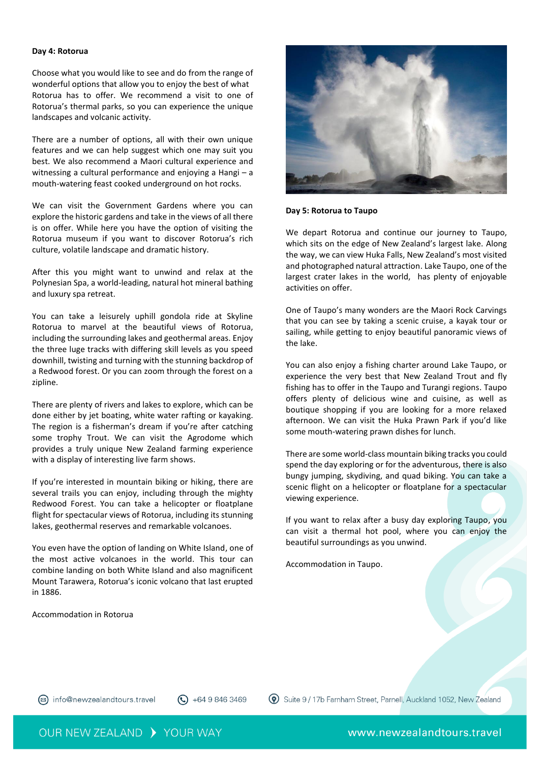**Day 4: Rotorua**

Choose what you would like to see and do from the range of wonderful options that allow you to enjoy the best of what Rotorua has to offer. We recommend a visit to one of Rotorua's thermal parks, so you can experience the unique landscapes and volcanic activity.

There are a number of options, all with their own unique features and we can help suggest which one may suit you best. We also recommend a Maori cultural experience and witnessing a cultural performance and enjoying a Hangi – a mouth-watering feast cooked underground on hot rocks.

We can visit the Government Gardens where you can explore the historic gardens and take in the views of all there is on offer. While here you have the option of visiting the Rotorua museum if you want to discover Rotorua's rich culture, volatile landscape and dramatic history.

After this you might want to unwind and relax at the Polynesian Spa, a world-leading, natural hot mineral bathing and luxury spa retreat.

You can take a leisurely uphill gondola ride at Skyline Rotorua to marvel at the beautiful views of Rotorua, including the surrounding lakes and geothermal areas. Enjoy the three luge tracks with differing skill levels as you speed downhill, twisting and turning with the stunning backdrop of a Redwood forest. Or you can zoom through the forest on a zipline.

There are plenty of rivers and lakes to explore, which can be done either by jet boating, white water rafting or kayaking. The region is a fisherman's dream if you're after catching some trophy Trout. We can visit the Agrodome which provides a truly unique New Zealand farming experience with a display of interesting live farm shows.

If you're interested in mountain biking or hiking, there are several trails you can enjoy, including through the mighty Redwood Forest. You can take a helicopter or floatplane flight for spectacular views of Rotorua, including its stunning lakes, geothermal reserves and remarkable volcanoes.

You even have the option of landing on White Island, one of the most active volcanoes in the world. This tour can combine landing on both White Island and also magnificent Mount Tarawera, Rotorua's iconic volcano that last erupted in 1886.

Accommodation in Rotorua

**Day 5: Rotorua to Taupo**

We depart Rotorua and continue our journey to Taupo, which sits on the edge of New Zealand's largest lake. Along the way, we can view Huka Falls, New Zealand's most visited and photographed natural attraction. Lake Taupo, one of the largest crater lakes in the world, has plenty of enjoyable activities on offer.

One of Taupo's many wonders are the Maori Rock Carvings that you can see by taking a scenic cruise, a kayak tour or sailing, while getting to enjoy beautiful panoramic views of the lake.

You can also enjoy a fishing charter around Lake Taupo, or experience the very best that New Zealand Trout and fly fishing has to offer in the Taupo and Turangi regions. Taupo offers plenty of delicious wine and cuisine, as well as boutique shopping if you are looking for a more relaxed afternoon. We can visit the Huka Prawn Park if you'd like some mouth-watering prawn dishes for lunch.

There are some world-class mountain biking tracks you could spend the day exploring or for the adventurous, there is also bungy jumping, skydiving, and quad biking. You can take a scenic flight on a helicopter or floatplane for a spectacular viewing experience.

If you want to relax after a busy day exploring Taupo, you can visit a thermal hot pool, where you can enjoy the beautiful surroundings as you unwind.

Accommodation in Taupo.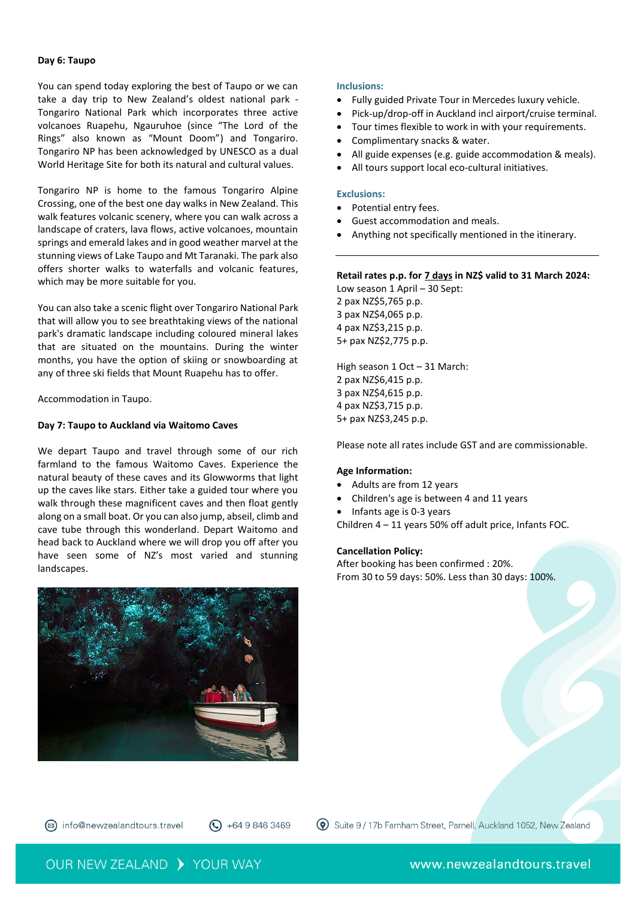**Day 6: Taupo**

You can spend today exploring the best of Taupo or we can take a day trip to New Zealand's oldest national park - Tongariro National Park which incorporates three active volcanoes Ruapehu, Ngauruhoe (since "The Lord of the Rings" also known as "Mount Doom") and Tongariro. Tongariro NP has been acknowledged by UNESCO as a dual World Heritage Site for both its natural and cultural values.

Tongariro NP is home to the famous Tongariro Alpine Crossing, one of the best one day walks in New Zealand. This walk features volcanic scenery, where you can walk across a landscape of craters, lava flows, active volcanoes, mountain springs and emerald lakes and in good weather marvel at the stunning views of Lake Taupo and Mt Taranaki. The park also offers shorter walks to waterfalls and volcanic features, which may be more suitable for you.

You can also take a scenic flight over Tongariro National Park that will allow you to see breathtaking views of the national park's dramatic landscape including coloured mineral lakes that are situated on the mountains. During the winter months, you have the option of skiing or snowboarding at any of three ski fields that Mount Ruapehu has to offer.

Accommodation in Taupo.

**Day 7: Taupo to Auckland via Waitomo Caves**

We depart Taupo and travel through some of our rich farmland to the famous Waitomo Caves. Experience the natural beauty of these caves and its Glowworms that light up the caves like stars. Either take a guided tour where you walk through these magnificent caves and then float gently along on a small boat. Or you can also jump, abseil, climb and cave tube through this wonderland. Depart Waitomo and head back to Auckland where we will drop you off after you have seen some of NZ's most varied and stunning landscapes.

**Inclusions:**

- Fully guided Private Tour in Mercedes luxury vehicle.
- Pick-up/drop-off in Auckland incl airport/cruise terminal.
- Tour times flexible to work in with your requirements.
- Complimentary snacks & water.
- All guide expenses (e.g. guide accommodation & meals).
- All tours support local eco-cultural initiatives.

**Exclusions:**

- Potential entry fees.
- Guest accommodation and meals.
- Anything not specifically mentioned in the itinerary.

---

**Retail rates p.p. for 7 days in NZ$ valid to 31 March 2024:**

Low season 1 April – 30 Sept:
2 pax NZ$5,765 p.p.
3 pax NZ$4,065 p.p.
4 pax NZ$3,215 p.p.
5+ pax NZ$2,775 p.p.

High season 1 Oct – 31 March:
2 pax NZ$6,415 p.p.
3 pax NZ$4,615 p.p.
4 pax NZ$3,715 p.p.
5+ pax NZ$3,245 p.p.

Please note all rates include GST and are commissionable.

**Age Information:**

- Adults are from 12 years
- Children's age is between 4 and 11 years
- Infants age is 0-3 years

Children 4 – 11 years 50% off adult price, Infants FOC.

**Cancellation Policy:**

After booking has been confirmed : 20%.
From 30 to 59 days: 50%. Less than 30 days: 100%.

info@newzealandtours.travel | +64 9 846 3469 | Suite 9 / 17b Farnham Street, Parnell, Auckland 1052, New Zealand

OUR NEW ZEALAND › YOUR WAY | www.newzealandtours.travel